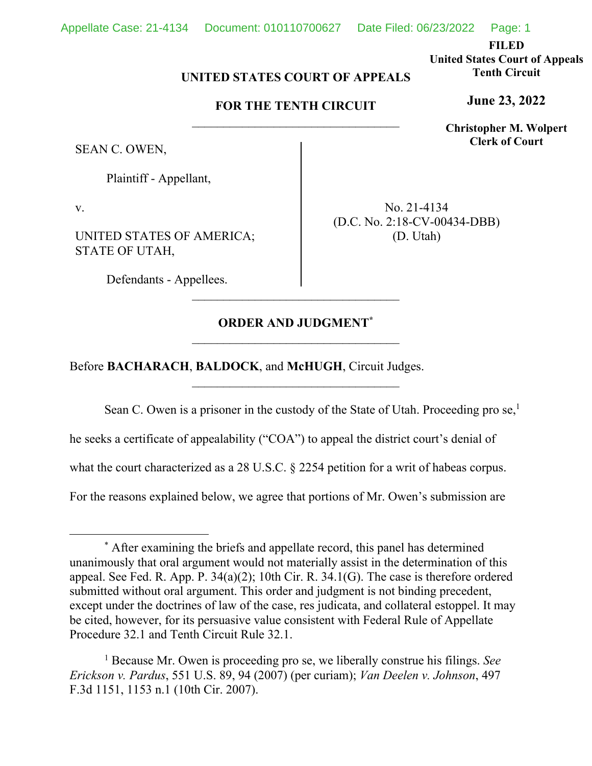FILED
United States Court of Appeals
Tenth Circuit

**June 23, 2022**

**Christopher M. Wolpert**
**Clerk of Court**

**UNITED STATES COURT OF APPEALS**

**FOR THE TENTH CIRCUIT**

---

SEAN C. OWEN,

Plaintiff - Appellant,

v.

UNITED STATES OF AMERICA; STATE OF UTAH,

Defendants - Appellees.

No. 21-4134
(D.C. No. 2:18-CV-00434-DBB)
(D. Utah)

---

**ORDER AND JUDGMENT***

---

Before **BACHARACH**, **BALDOCK**, and **McHUGH**, Circuit Judges.

---

Sean C. Owen is a prisoner in the custody of the State of Utah. Proceeding pro se,[1] he seeks a certificate of appealability ("COA") to appeal the district court's denial of what the court characterized as a 28 U.S.C. § 2254 petition for a writ of habeas corpus. For the reasons explained below, we agree that portions of Mr. Owen's submission are

---

\* After examining the briefs and appellate record, this panel has determined unanimously that oral argument would not materially assist in the determination of this appeal. See Fed. R. App. P. 34(a)(2); 10th Cir. R. 34.1(G). The case is therefore ordered submitted without oral argument. This order and judgment is not binding precedent, except under the doctrines of law of the case, res judicata, and collateral estoppel. It may be cited, however, for its persuasive value consistent with Federal Rule of Appellate Procedure 32.1 and Tenth Circuit Rule 32.1.

[1] Because Mr. Owen is proceeding pro se, we liberally construe his filings. *See Erickson v. Pardus*, 551 U.S. 89, 94 (2007) (per curiam); *Van Deelen v. Johnson*, 497 F.3d 1151, 1153 n.1 (10th Cir. 2007).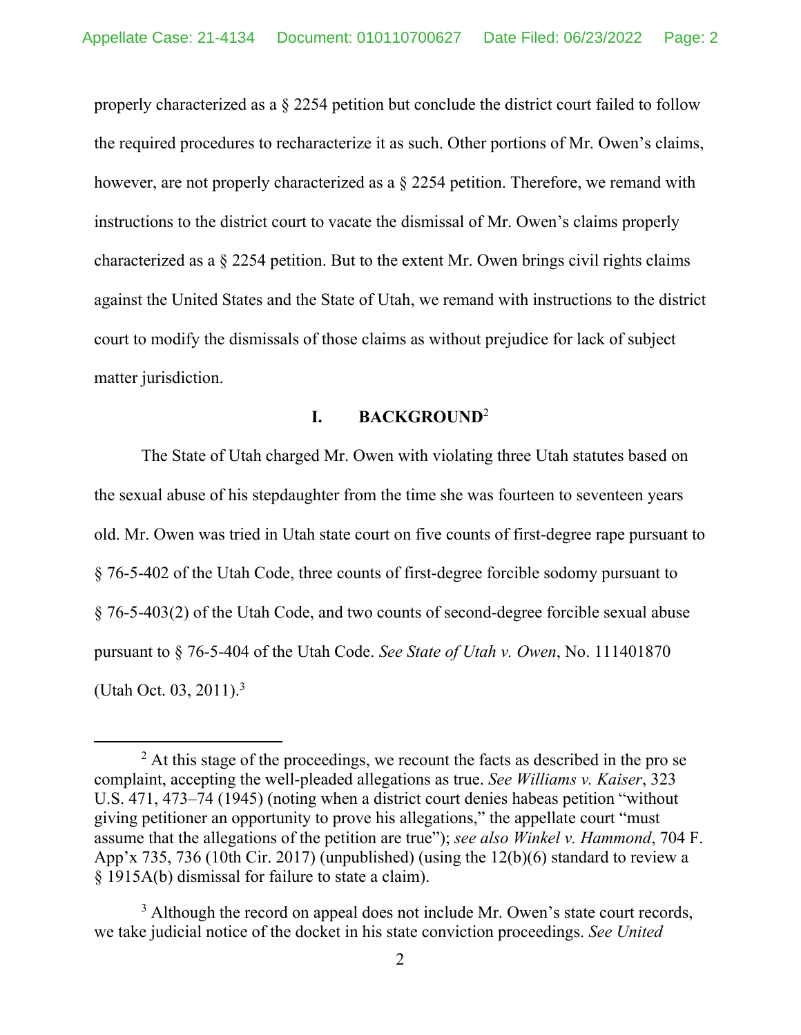properly characterized as a § 2254 petition but conclude the district court failed to follow the required procedures to recharacterize it as such. Other portions of Mr. Owen's claims, however, are not properly characterized as a § 2254 petition. Therefore, we remand with instructions to the district court to vacate the dismissal of Mr. Owen's claims properly characterized as a § 2254 petition. But to the extent Mr. Owen brings civil rights claims against the United States and the State of Utah, we remand with instructions to the district court to modify the dismissals of those claims as without prejudice for lack of subject matter jurisdiction.

## I. BACKGROUND[2]

The State of Utah charged Mr. Owen with violating three Utah statutes based on the sexual abuse of his stepdaughter from the time she was fourteen to seventeen years old. Mr. Owen was tried in Utah state court on five counts of first-degree rape pursuant to § 76-5-402 of the Utah Code, three counts of first-degree forcible sodomy pursuant to § 76-5-403(2) of the Utah Code, and two counts of second-degree forcible sexual abuse pursuant to § 76-5-404 of the Utah Code. *See State of Utah v. Owen*, No. 111401870 (Utah Oct. 03, 2011).[3]

---

[2] At this stage of the proceedings, we recount the facts as described in the pro se complaint, accepting the well-pleaded allegations as true. *See Williams v. Kaiser*, 323 U.S. 471, 473–74 (1945) (noting when a district court denies habeas petition "without giving petitioner an opportunity to prove his allegations," the appellate court "must assume that the allegations of the petition are true"); *see also Winkel v. Hammond*, 704 F. App'x 735, 736 (10th Cir. 2017) (unpublished) (using the 12(b)(6) standard to review a § 1915A(b) dismissal for failure to state a claim).

[3] Although the record on appeal does not include Mr. Owen's state court records, we take judicial notice of the docket in his state conviction proceedings. *See United*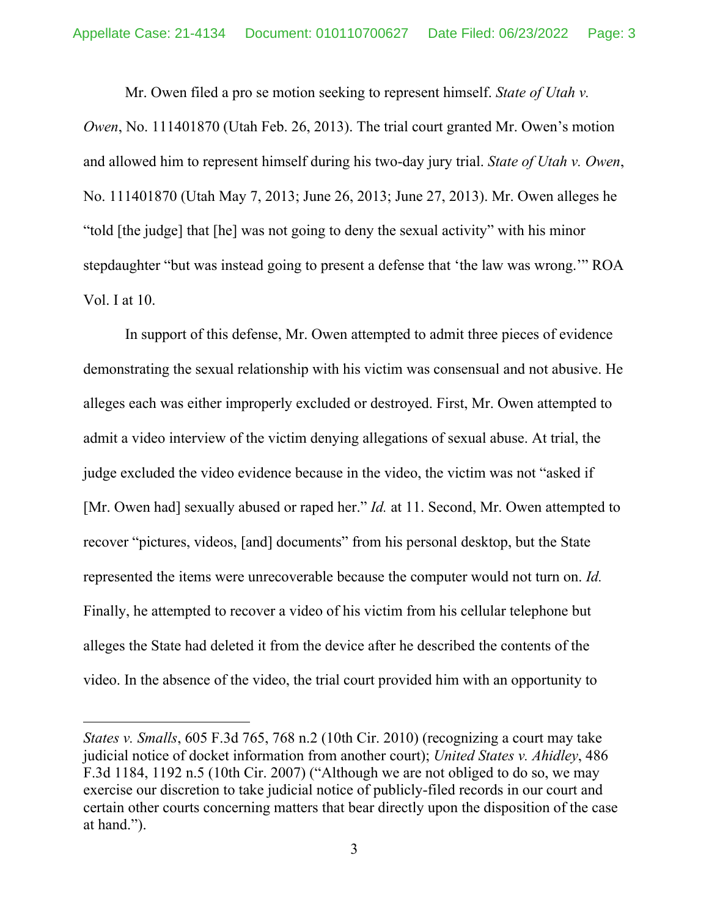Mr. Owen filed a pro se motion seeking to represent himself. *State of Utah v. Owen*, No. 111401870 (Utah Feb. 26, 2013). The trial court granted Mr. Owen's motion and allowed him to represent himself during his two-day jury trial. *State of Utah v. Owen*, No. 111401870 (Utah May 7, 2013; June 26, 2013; June 27, 2013). Mr. Owen alleges he "told [the judge] that [he] was not going to deny the sexual activity" with his minor stepdaughter "but was instead going to present a defense that 'the law was wrong.'" ROA Vol. I at 10.

In support of this defense, Mr. Owen attempted to admit three pieces of evidence demonstrating the sexual relationship with his victim was consensual and not abusive. He alleges each was either improperly excluded or destroyed. First, Mr. Owen attempted to admit a video interview of the victim denying allegations of sexual abuse. At trial, the judge excluded the video evidence because in the video, the victim was not "asked if [Mr. Owen had] sexually abused or raped her." *Id.* at 11. Second, Mr. Owen attempted to recover "pictures, videos, [and] documents" from his personal desktop, but the State represented the items were unrecoverable because the computer would not turn on. *Id.* Finally, he attempted to recover a video of his victim from his cellular telephone but alleges the State had deleted it from the device after he described the contents of the video. In the absence of the video, the trial court provided him with an opportunity to

---

*States v. Smalls*, 605 F.3d 765, 768 n.2 (10th Cir. 2010) (recognizing a court may take judicial notice of docket information from another court); *United States v. Ahidley*, 486 F.3d 1184, 1192 n.5 (10th Cir. 2007) ("Although we are not obliged to do so, we may exercise our discretion to take judicial notice of publicly-filed records in our court and certain other courts concerning matters that bear directly upon the disposition of the case at hand.").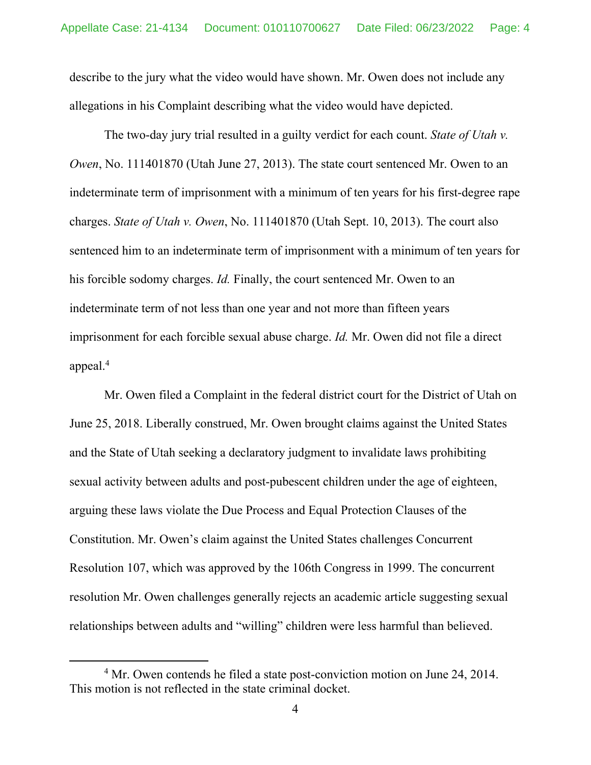describe to the jury what the video would have shown. Mr. Owen does not include any allegations in his Complaint describing what the video would have depicted.

The two-day jury trial resulted in a guilty verdict for each count. *State of Utah v. Owen*, No. 111401870 (Utah June 27, 2013). The state court sentenced Mr. Owen to an indeterminate term of imprisonment with a minimum of ten years for his first-degree rape charges. *State of Utah v. Owen*, No. 111401870 (Utah Sept. 10, 2013). The court also sentenced him to an indeterminate term of imprisonment with a minimum of ten years for his forcible sodomy charges. *Id.* Finally, the court sentenced Mr. Owen to an indeterminate term of not less than one year and not more than fifteen years imprisonment for each forcible sexual abuse charge. *Id.* Mr. Owen did not file a direct appeal.[4]

Mr. Owen filed a Complaint in the federal district court for the District of Utah on June 25, 2018. Liberally construed, Mr. Owen brought claims against the United States and the State of Utah seeking a declaratory judgment to invalidate laws prohibiting sexual activity between adults and post-pubescent children under the age of eighteen, arguing these laws violate the Due Process and Equal Protection Clauses of the Constitution. Mr. Owen's claim against the United States challenges Concurrent Resolution 107, which was approved by the 106th Congress in 1999. The concurrent resolution Mr. Owen challenges generally rejects an academic article suggesting sexual relationships between adults and "willing" children were less harmful than believed.

[4] Mr. Owen contends he filed a state post-conviction motion on June 24, 2014. This motion is not reflected in the state criminal docket.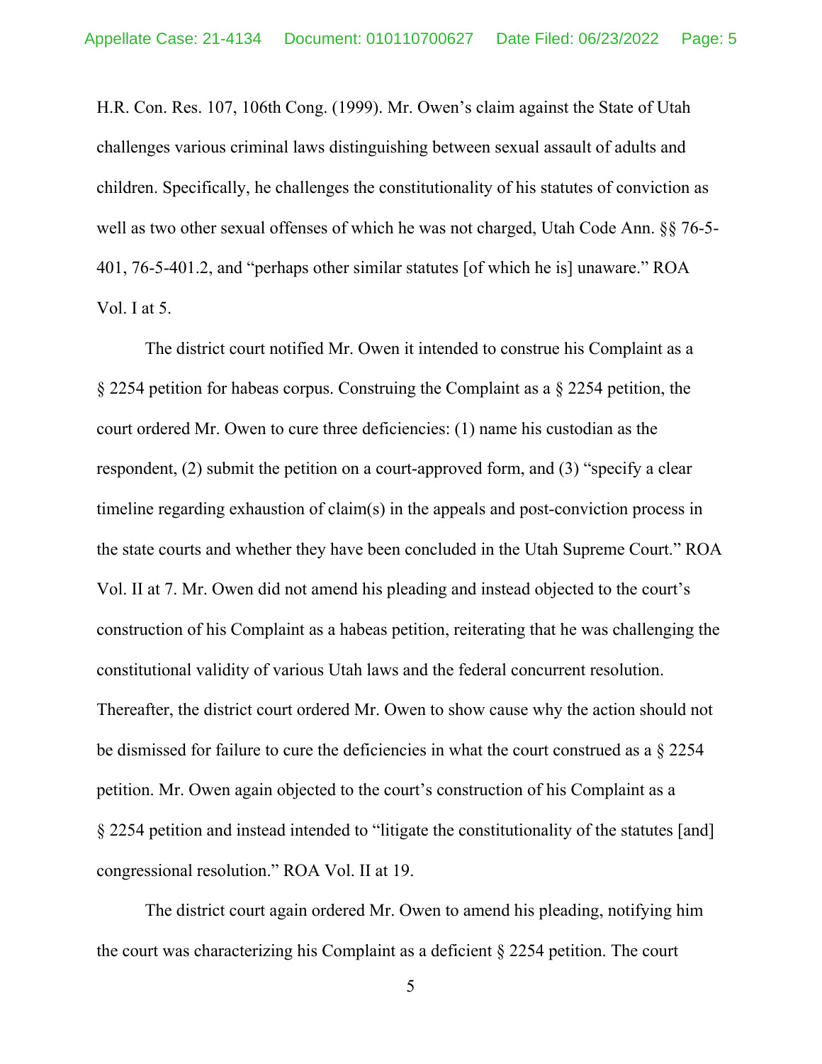H.R. Con. Res. 107, 106th Cong. (1999). Mr. Owen's claim against the State of Utah challenges various criminal laws distinguishing between sexual assault of adults and children. Specifically, he challenges the constitutionality of his statutes of conviction as well as two other sexual offenses of which he was not charged, Utah Code Ann. §§ 76-5-401, 76-5-401.2, and "perhaps other similar statutes [of which he is] unaware." ROA Vol. I at 5.

The district court notified Mr. Owen it intended to construe his Complaint as a § 2254 petition for habeas corpus. Construing the Complaint as a § 2254 petition, the court ordered Mr. Owen to cure three deficiencies: (1) name his custodian as the respondent, (2) submit the petition on a court-approved form, and (3) "specify a clear timeline regarding exhaustion of claim(s) in the appeals and post-conviction process in the state courts and whether they have been concluded in the Utah Supreme Court." ROA Vol. II at 7. Mr. Owen did not amend his pleading and instead objected to the court's construction of his Complaint as a habeas petition, reiterating that he was challenging the constitutional validity of various Utah laws and the federal concurrent resolution. Thereafter, the district court ordered Mr. Owen to show cause why the action should not be dismissed for failure to cure the deficiencies in what the court construed as a § 2254 petition. Mr. Owen again objected to the court's construction of his Complaint as a § 2254 petition and instead intended to "litigate the constitutionality of the statutes [and] congressional resolution." ROA Vol. II at 19.

The district court again ordered Mr. Owen to amend his pleading, notifying him the court was characterizing his Complaint as a deficient § 2254 petition. The court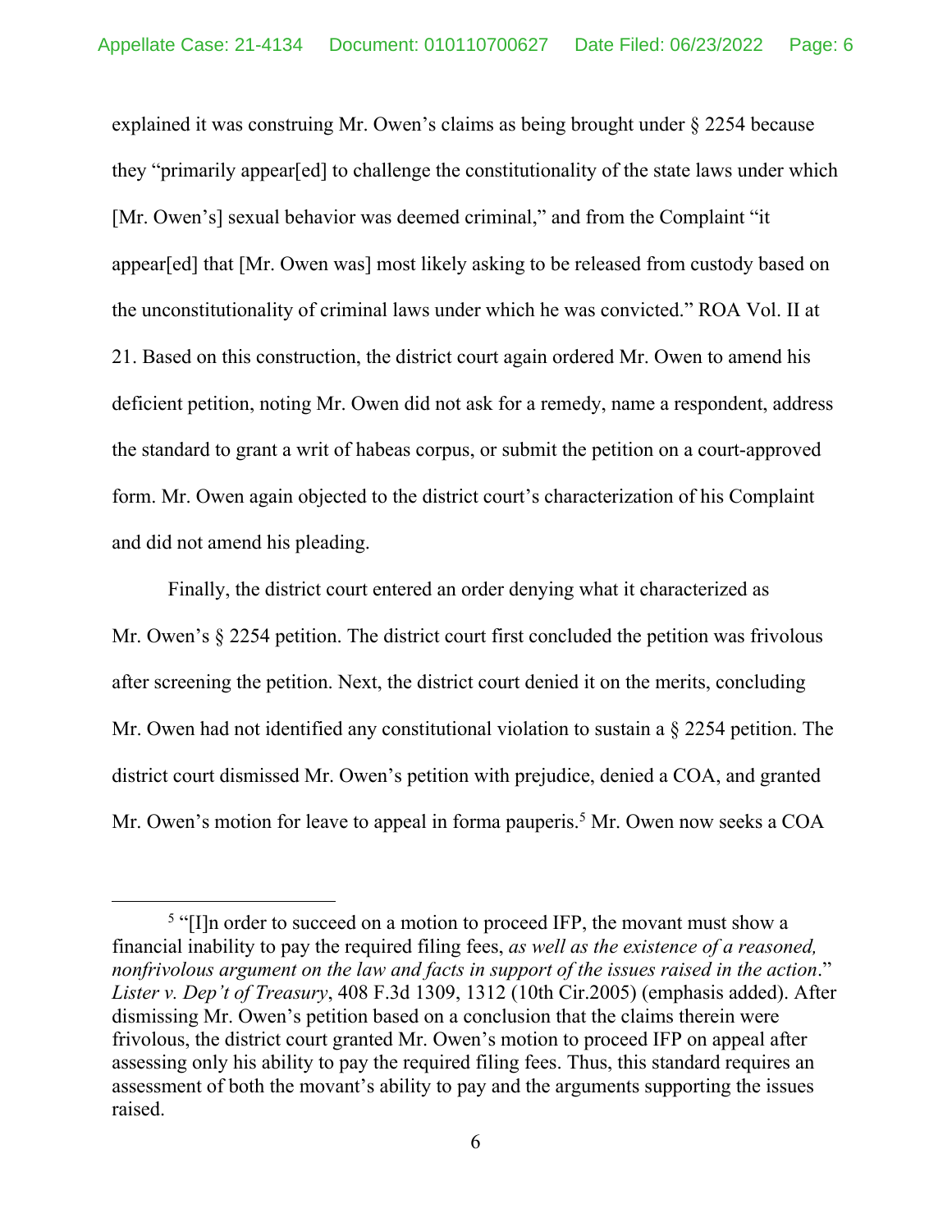explained it was construing Mr. Owen's claims as being brought under § 2254 because they "primarily appear[ed] to challenge the constitutionality of the state laws under which [Mr. Owen's] sexual behavior was deemed criminal," and from the Complaint "it appear[ed] that [Mr. Owen was] most likely asking to be released from custody based on the unconstitutionality of criminal laws under which he was convicted." ROA Vol. II at 21. Based on this construction, the district court again ordered Mr. Owen to amend his deficient petition, noting Mr. Owen did not ask for a remedy, name a respondent, address the standard to grant a writ of habeas corpus, or submit the petition on a court-approved form. Mr. Owen again objected to the district court's characterization of his Complaint and did not amend his pleading.

Finally, the district court entered an order denying what it characterized as Mr. Owen's § 2254 petition. The district court first concluded the petition was frivolous after screening the petition. Next, the district court denied it on the merits, concluding Mr. Owen had not identified any constitutional violation to sustain a § 2254 petition. The district court dismissed Mr. Owen's petition with prejudice, denied a COA, and granted Mr. Owen's motion for leave to appeal in forma pauperis.[5] Mr. Owen now seeks a COA

[5] "[I]n order to succeed on a motion to proceed IFP, the movant must show a financial inability to pay the required filing fees, *as well as the existence of a reasoned, nonfrivolous argument on the law and facts in support of the issues raised in the action*." *Lister v. Dep't of Treasury*, 408 F.3d 1309, 1312 (10th Cir.2005) (emphasis added). After dismissing Mr. Owen's petition based on a conclusion that the claims therein were frivolous, the district court granted Mr. Owen's motion to proceed IFP on appeal after assessing only his ability to pay the required filing fees. Thus, this standard requires an assessment of both the movant's ability to pay and the arguments supporting the issues raised.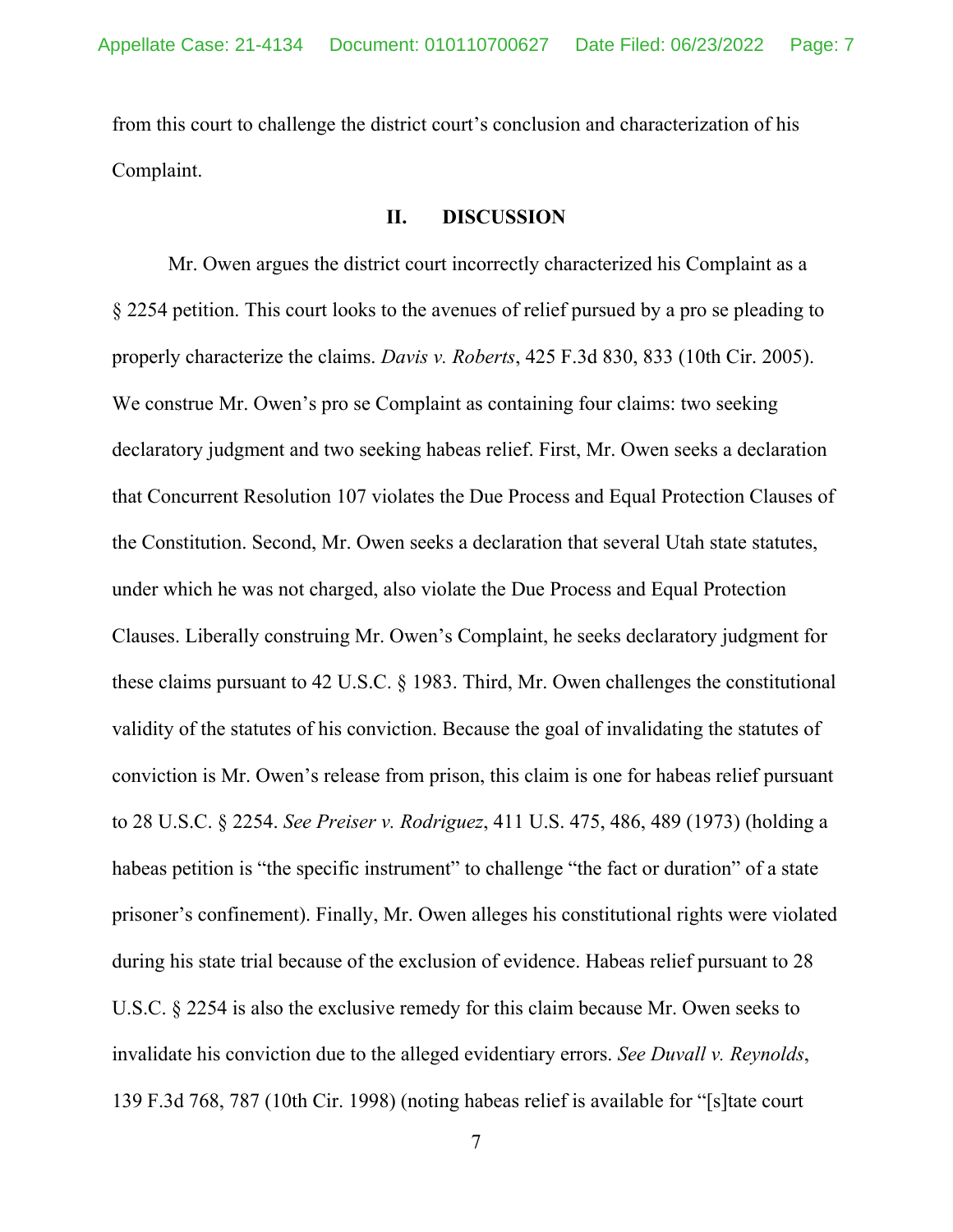from this court to challenge the district court's conclusion and characterization of his Complaint.

## II. DISCUSSION

Mr. Owen argues the district court incorrectly characterized his Complaint as a § 2254 petition. This court looks to the avenues of relief pursued by a pro se pleading to properly characterize the claims. *Davis v. Roberts*, 425 F.3d 830, 833 (10th Cir. 2005). We construe Mr. Owen's pro se Complaint as containing four claims: two seeking declaratory judgment and two seeking habeas relief. First, Mr. Owen seeks a declaration that Concurrent Resolution 107 violates the Due Process and Equal Protection Clauses of the Constitution. Second, Mr. Owen seeks a declaration that several Utah state statutes, under which he was not charged, also violate the Due Process and Equal Protection Clauses. Liberally construing Mr. Owen's Complaint, he seeks declaratory judgment for these claims pursuant to 42 U.S.C. § 1983. Third, Mr. Owen challenges the constitutional validity of the statutes of his conviction. Because the goal of invalidating the statutes of conviction is Mr. Owen's release from prison, this claim is one for habeas relief pursuant to 28 U.S.C. § 2254. *See Preiser v. Rodriguez*, 411 U.S. 475, 486, 489 (1973) (holding a habeas petition is "the specific instrument" to challenge "the fact or duration" of a state prisoner's confinement). Finally, Mr. Owen alleges his constitutional rights were violated during his state trial because of the exclusion of evidence. Habeas relief pursuant to 28 U.S.C. § 2254 is also the exclusive remedy for this claim because Mr. Owen seeks to invalidate his conviction due to the alleged evidentiary errors. *See Duvall v. Reynolds*, 139 F.3d 768, 787 (10th Cir. 1998) (noting habeas relief is available for "[s]tate court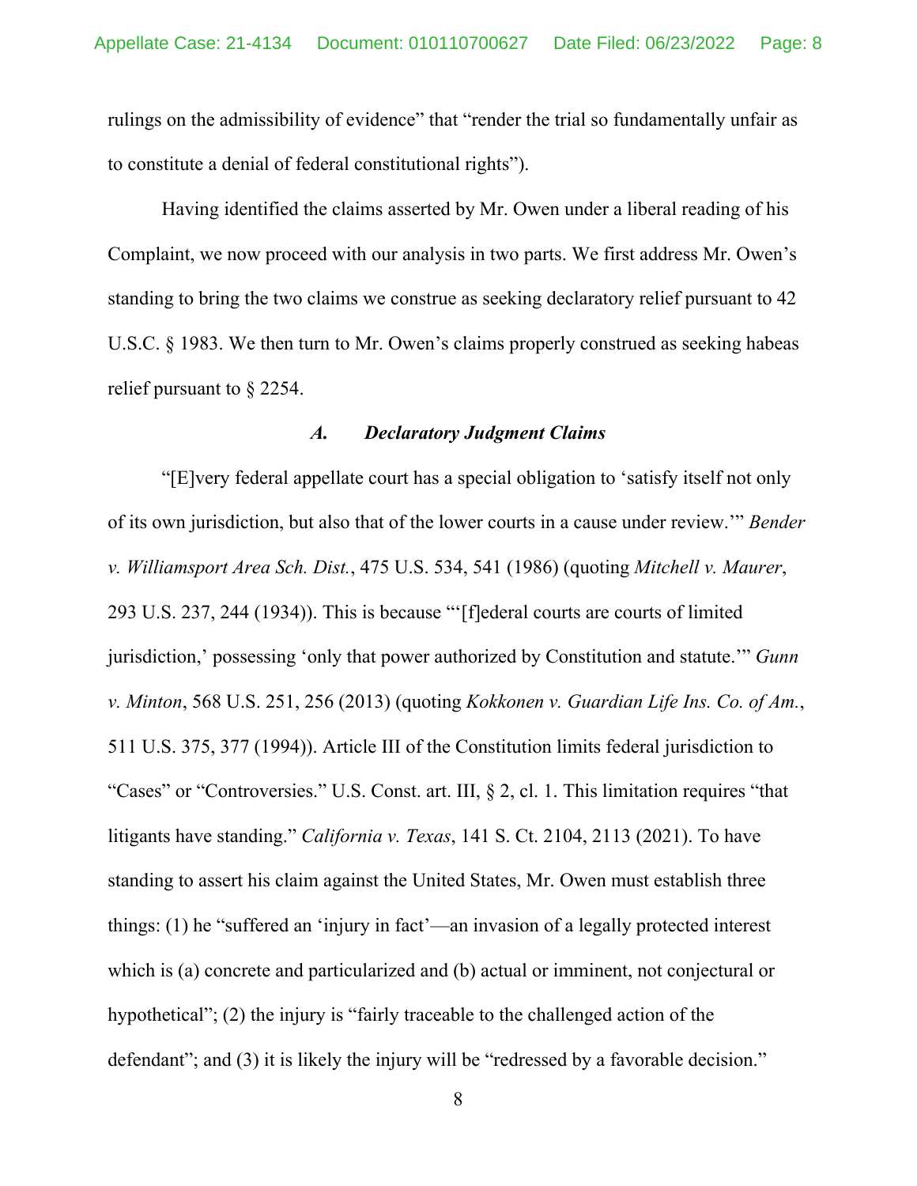rulings on the admissibility of evidence" that "render the trial so fundamentally unfair as to constitute a denial of federal constitutional rights").

Having identified the claims asserted by Mr. Owen under a liberal reading of his Complaint, we now proceed with our analysis in two parts. We first address Mr. Owen's standing to bring the two claims we construe as seeking declaratory relief pursuant to 42 U.S.C. § 1983. We then turn to Mr. Owen's claims properly construed as seeking habeas relief pursuant to § 2254.

### *A. Declaratory Judgment Claims*

"[E]very federal appellate court has a special obligation to 'satisfy itself not only of its own jurisdiction, but also that of the lower courts in a cause under review.'" *Bender v. Williamsport Area Sch. Dist.*, 475 U.S. 534, 541 (1986) (quoting *Mitchell v. Maurer*, 293 U.S. 237, 244 (1934)). This is because "'[f]ederal courts are courts of limited jurisdiction,' possessing 'only that power authorized by Constitution and statute.'" *Gunn v. Minton*, 568 U.S. 251, 256 (2013) (quoting *Kokkonen v. Guardian Life Ins. Co. of Am.*, 511 U.S. 375, 377 (1994)). Article III of the Constitution limits federal jurisdiction to "Cases" or "Controversies." U.S. Const. art. III, § 2, cl. 1. This limitation requires "that litigants have standing." *California v. Texas*, 141 S. Ct. 2104, 2113 (2021). To have standing to assert his claim against the United States, Mr. Owen must establish three things: (1) he "suffered an 'injury in fact'—an invasion of a legally protected interest which is (a) concrete and particularized and (b) actual or imminent, not conjectural or hypothetical"; (2) the injury is "fairly traceable to the challenged action of the defendant"; and (3) it is likely the injury will be "redressed by a favorable decision."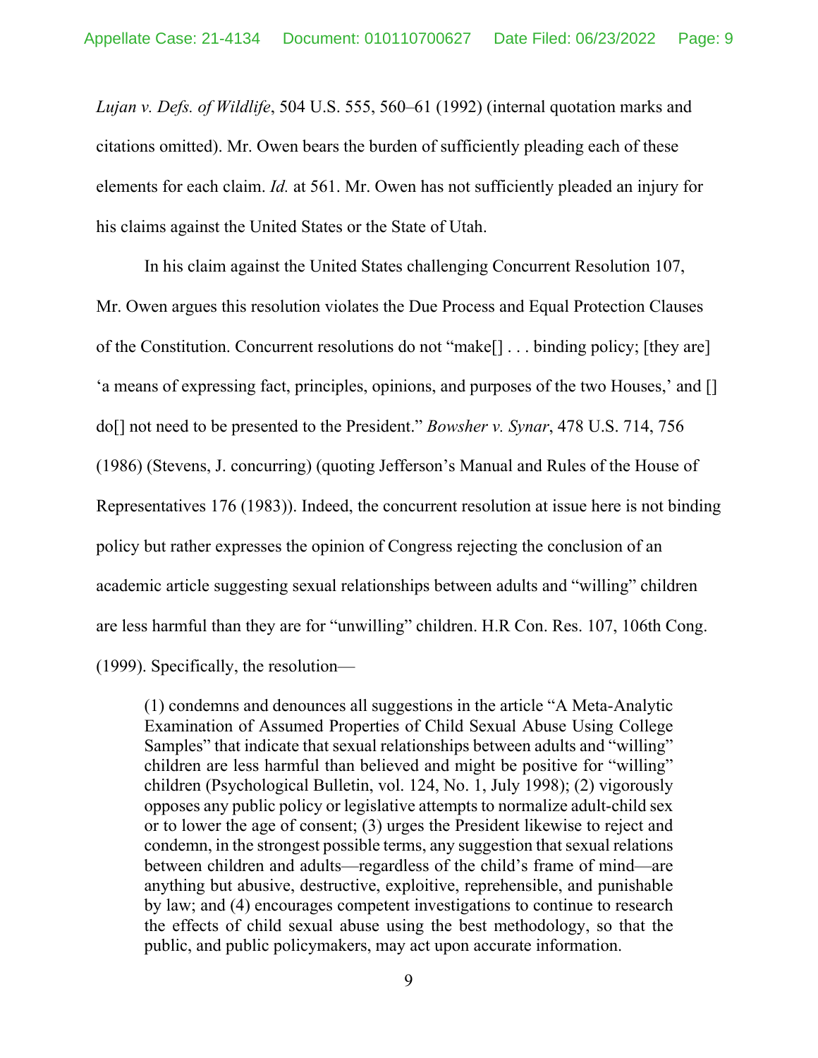*Lujan v. Defs. of Wildlife*, 504 U.S. 555, 560–61 (1992) (internal quotation marks and citations omitted). Mr. Owen bears the burden of sufficiently pleading each of these elements for each claim. *Id.* at 561. Mr. Owen has not sufficiently pleaded an injury for his claims against the United States or the State of Utah.

In his claim against the United States challenging Concurrent Resolution 107, Mr. Owen argues this resolution violates the Due Process and Equal Protection Clauses of the Constitution. Concurrent resolutions do not "make[] . . . binding policy; [they are] 'a means of expressing fact, principles, opinions, and purposes of the two Houses,' and [] do[] not need to be presented to the President." *Bowsher v. Synar*, 478 U.S. 714, 756 (1986) (Stevens, J. concurring) (quoting Jefferson's Manual and Rules of the House of Representatives 176 (1983)). Indeed, the concurrent resolution at issue here is not binding policy but rather expresses the opinion of Congress rejecting the conclusion of an academic article suggesting sexual relationships between adults and "willing" children are less harmful than they are for "unwilling" children. H.R Con. Res. 107, 106th Cong. (1999). Specifically, the resolution—

> (1) condemns and denounces all suggestions in the article "A Meta-Analytic Examination of Assumed Properties of Child Sexual Abuse Using College Samples" that indicate that sexual relationships between adults and "willing" children are less harmful than believed and might be positive for "willing" children (Psychological Bulletin, vol. 124, No. 1, July 1998); (2) vigorously opposes any public policy or legislative attempts to normalize adult-child sex or to lower the age of consent; (3) urges the President likewise to reject and condemn, in the strongest possible terms, any suggestion that sexual relations between children and adults—regardless of the child's frame of mind—are anything but abusive, destructive, exploitive, reprehensible, and punishable by law; and (4) encourages competent investigations to continue to research the effects of child sexual abuse using the best methodology, so that the public, and public policymakers, may act upon accurate information.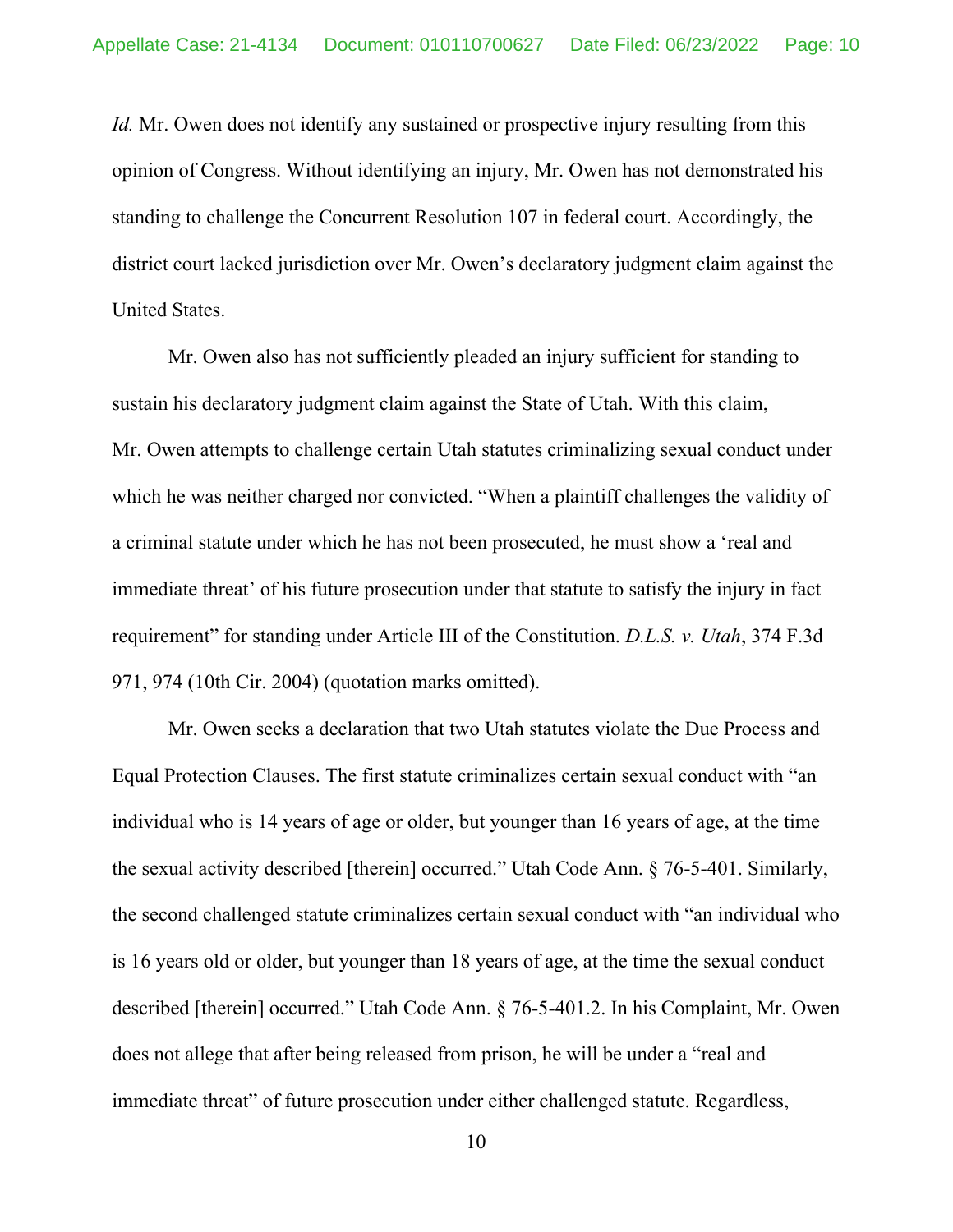*Id.* Mr. Owen does not identify any sustained or prospective injury resulting from this opinion of Congress. Without identifying an injury, Mr. Owen has not demonstrated his standing to challenge the Concurrent Resolution 107 in federal court. Accordingly, the district court lacked jurisdiction over Mr. Owen's declaratory judgment claim against the United States.

Mr. Owen also has not sufficiently pleaded an injury sufficient for standing to sustain his declaratory judgment claim against the State of Utah. With this claim, Mr. Owen attempts to challenge certain Utah statutes criminalizing sexual conduct under which he was neither charged nor convicted. "When a plaintiff challenges the validity of a criminal statute under which he has not been prosecuted, he must show a 'real and immediate threat' of his future prosecution under that statute to satisfy the injury in fact requirement" for standing under Article III of the Constitution. *D.L.S. v. Utah*, 374 F.3d 971, 974 (10th Cir. 2004) (quotation marks omitted).

Mr. Owen seeks a declaration that two Utah statutes violate the Due Process and Equal Protection Clauses. The first statute criminalizes certain sexual conduct with "an individual who is 14 years of age or older, but younger than 16 years of age, at the time the sexual activity described [therein] occurred." Utah Code Ann. § 76-5-401. Similarly, the second challenged statute criminalizes certain sexual conduct with "an individual who is 16 years old or older, but younger than 18 years of age, at the time the sexual conduct described [therein] occurred." Utah Code Ann. § 76-5-401.2. In his Complaint, Mr. Owen does not allege that after being released from prison, he will be under a "real and immediate threat" of future prosecution under either challenged statute. Regardless,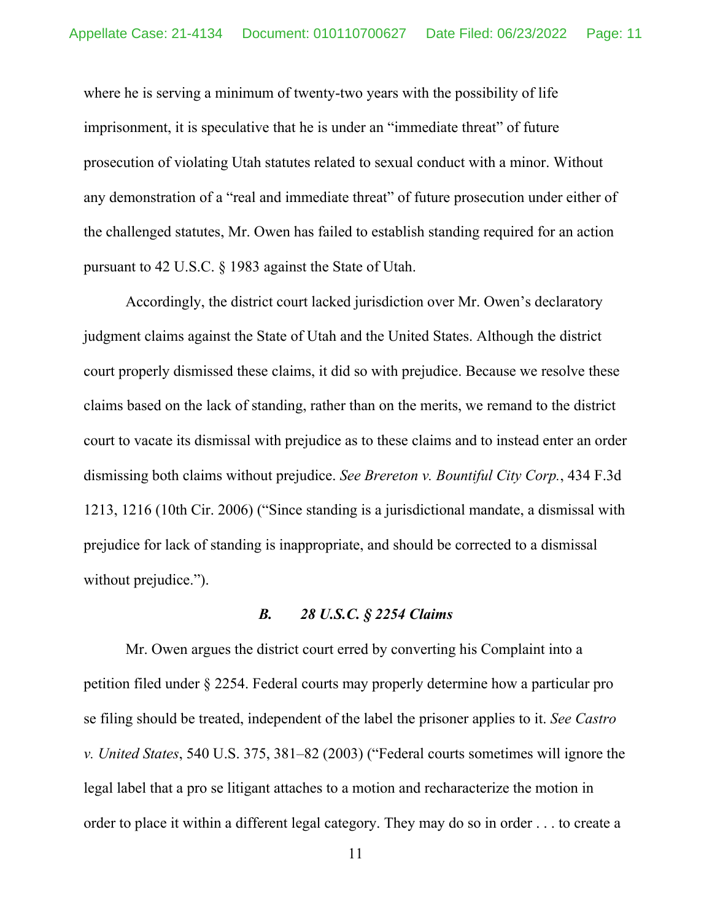where he is serving a minimum of twenty-two years with the possibility of life imprisonment, it is speculative that he is under an "immediate threat" of future prosecution of violating Utah statutes related to sexual conduct with a minor. Without any demonstration of a "real and immediate threat" of future prosecution under either of the challenged statutes, Mr. Owen has failed to establish standing required for an action pursuant to 42 U.S.C. § 1983 against the State of Utah.

Accordingly, the district court lacked jurisdiction over Mr. Owen's declaratory judgment claims against the State of Utah and the United States. Although the district court properly dismissed these claims, it did so with prejudice. Because we resolve these claims based on the lack of standing, rather than on the merits, we remand to the district court to vacate its dismissal with prejudice as to these claims and to instead enter an order dismissing both claims without prejudice. *See Brereton v. Bountiful City Corp.*, 434 F.3d 1213, 1216 (10th Cir. 2006) ("Since standing is a jurisdictional mandate, a dismissal with prejudice for lack of standing is inappropriate, and should be corrected to a dismissal without prejudice.").

### *B. 28 U.S.C. § 2254 Claims*

Mr. Owen argues the district court erred by converting his Complaint into a petition filed under § 2254. Federal courts may properly determine how a particular pro se filing should be treated, independent of the label the prisoner applies to it. *See Castro v. United States*, 540 U.S. 375, 381–82 (2003) ("Federal courts sometimes will ignore the legal label that a pro se litigant attaches to a motion and recharacterize the motion in order to place it within a different legal category. They may do so in order . . . to create a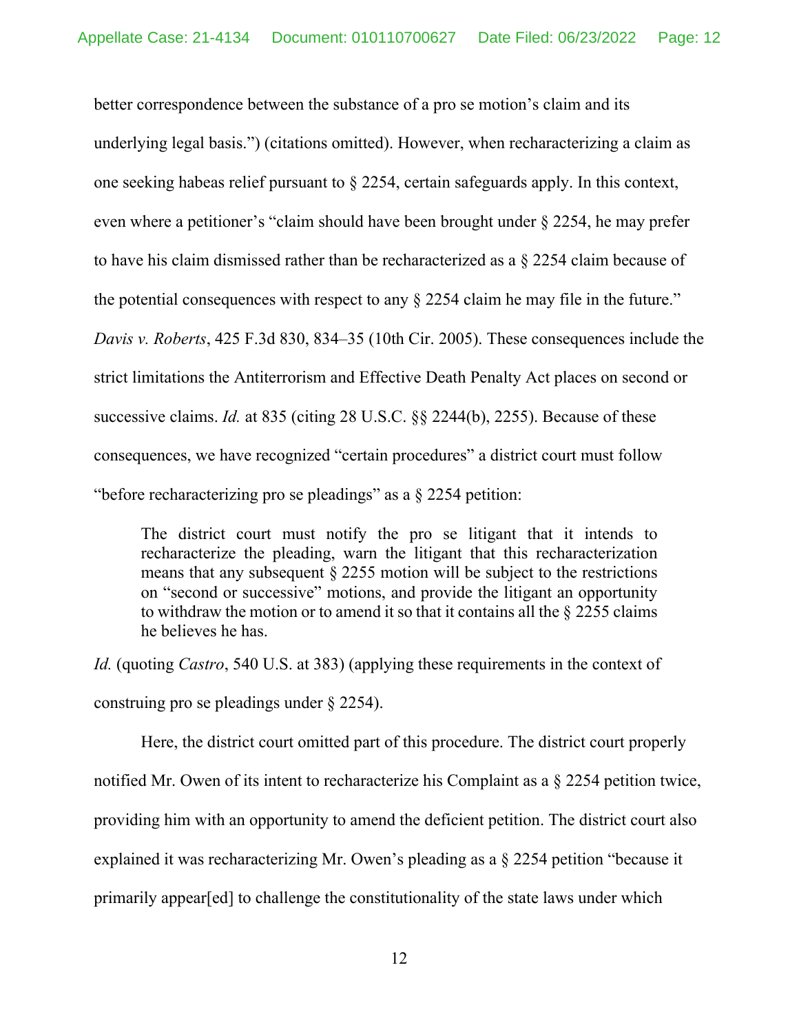better correspondence between the substance of a pro se motion's claim and its underlying legal basis.") (citations omitted). However, when recharacterizing a claim as one seeking habeas relief pursuant to § 2254, certain safeguards apply. In this context, even where a petitioner's "claim should have been brought under § 2254, he may prefer to have his claim dismissed rather than be recharacterized as a § 2254 claim because of the potential consequences with respect to any § 2254 claim he may file in the future." *Davis v. Roberts*, 425 F.3d 830, 834–35 (10th Cir. 2005). These consequences include the strict limitations the Antiterrorism and Effective Death Penalty Act places on second or successive claims. *Id.* at 835 (citing 28 U.S.C. §§ 2244(b), 2255). Because of these consequences, we have recognized "certain procedures" a district court must follow "before recharacterizing pro se pleadings" as a § 2254 petition:

> The district court must notify the pro se litigant that it intends to recharacterize the pleading, warn the litigant that this recharacterization means that any subsequent § 2255 motion will be subject to the restrictions on "second or successive" motions, and provide the litigant an opportunity to withdraw the motion or to amend it so that it contains all the § 2255 claims he believes he has.

*Id.* (quoting *Castro*, 540 U.S. at 383) (applying these requirements in the context of construing pro se pleadings under § 2254).

Here, the district court omitted part of this procedure. The district court properly notified Mr. Owen of its intent to recharacterize his Complaint as a § 2254 petition twice, providing him with an opportunity to amend the deficient petition. The district court also explained it was recharacterizing Mr. Owen's pleading as a § 2254 petition "because it primarily appear[ed] to challenge the constitutionality of the state laws under which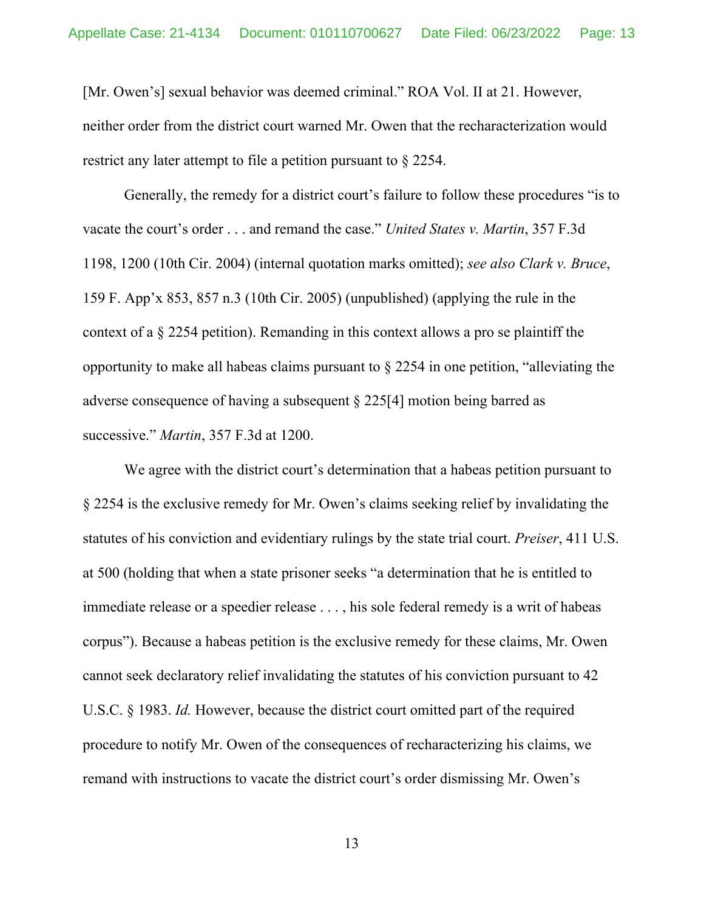[Mr. Owen's] sexual behavior was deemed criminal." ROA Vol. II at 21. However, neither order from the district court warned Mr. Owen that the recharacterization would restrict any later attempt to file a petition pursuant to § 2254.

Generally, the remedy for a district court's failure to follow these procedures "is to vacate the court's order . . . and remand the case." *United States v. Martin*, 357 F.3d 1198, 1200 (10th Cir. 2004) (internal quotation marks omitted); *see also Clark v. Bruce*, 159 F. App'x 853, 857 n.3 (10th Cir. 2005) (unpublished) (applying the rule in the context of a § 2254 petition). Remanding in this context allows a pro se plaintiff the opportunity to make all habeas claims pursuant to § 2254 in one petition, "alleviating the adverse consequence of having a subsequent § 225[4] motion being barred as successive." *Martin*, 357 F.3d at 1200.

We agree with the district court's determination that a habeas petition pursuant to § 2254 is the exclusive remedy for Mr. Owen's claims seeking relief by invalidating the statutes of his conviction and evidentiary rulings by the state trial court. *Preiser*, 411 U.S. at 500 (holding that when a state prisoner seeks "a determination that he is entitled to immediate release or a speedier release . . . , his sole federal remedy is a writ of habeas corpus"). Because a habeas petition is the exclusive remedy for these claims, Mr. Owen cannot seek declaratory relief invalidating the statutes of his conviction pursuant to 42 U.S.C. § 1983. *Id.* However, because the district court omitted part of the required procedure to notify Mr. Owen of the consequences of recharacterizing his claims, we remand with instructions to vacate the district court's order dismissing Mr. Owen's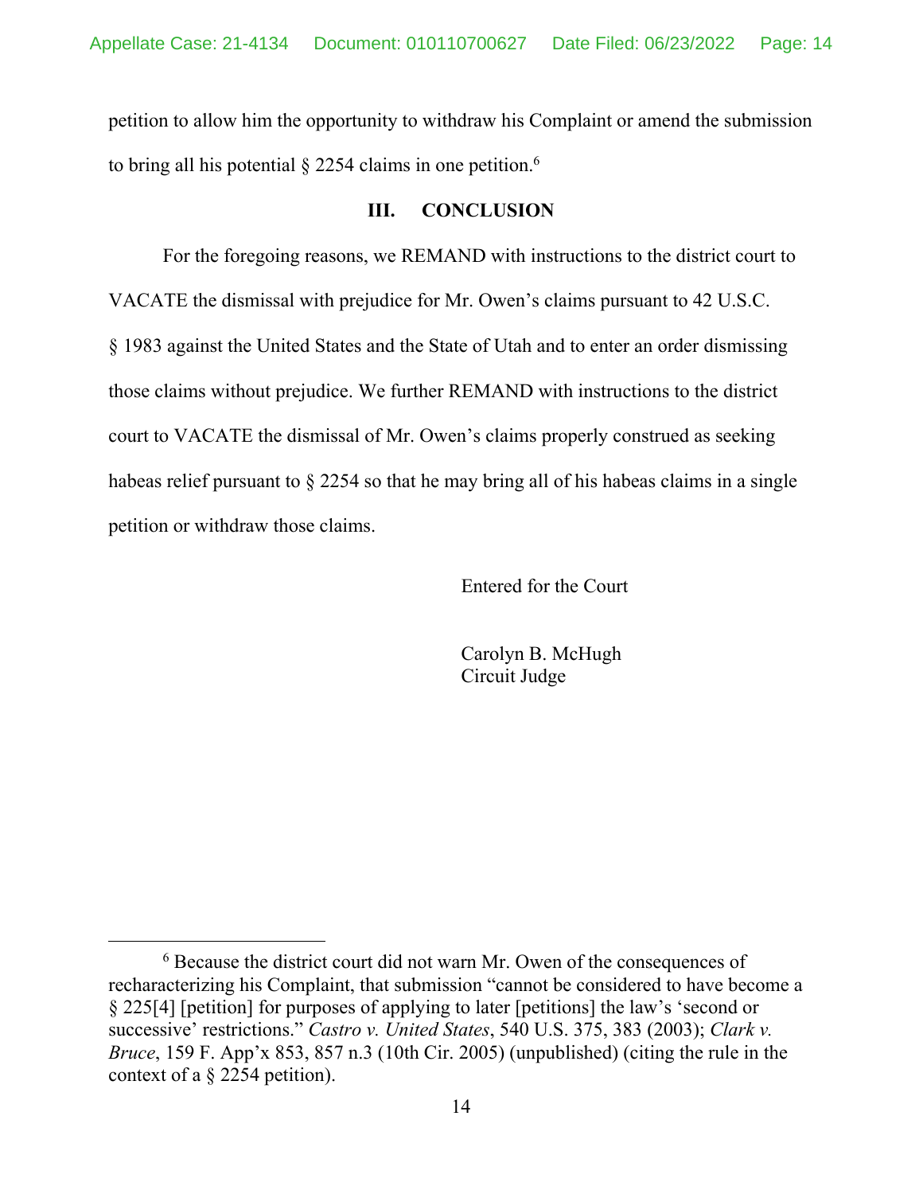petition to allow him the opportunity to withdraw his Complaint or amend the submission to bring all his potential § 2254 claims in one petition.[6]

## III. CONCLUSION

For the foregoing reasons, we REMAND with instructions to the district court to VACATE the dismissal with prejudice for Mr. Owen's claims pursuant to 42 U.S.C. § 1983 against the United States and the State of Utah and to enter an order dismissing those claims without prejudice. We further REMAND with instructions to the district court to VACATE the dismissal of Mr. Owen's claims properly construed as seeking habeas relief pursuant to § 2254 so that he may bring all of his habeas claims in a single petition or withdraw those claims.

Entered for the Court

Carolyn B. McHugh
Circuit Judge

---

[6] Because the district court did not warn Mr. Owen of the consequences of recharacterizing his Complaint, that submission "cannot be considered to have become a § 225[4] [petition] for purposes of applying to later [petitions] the law's 'second or successive' restrictions." *Castro v. United States*, 540 U.S. 375, 383 (2003); *Clark v. Bruce*, 159 F. App'x 853, 857 n.3 (10th Cir. 2005) (unpublished) (citing the rule in the context of a § 2254 petition).